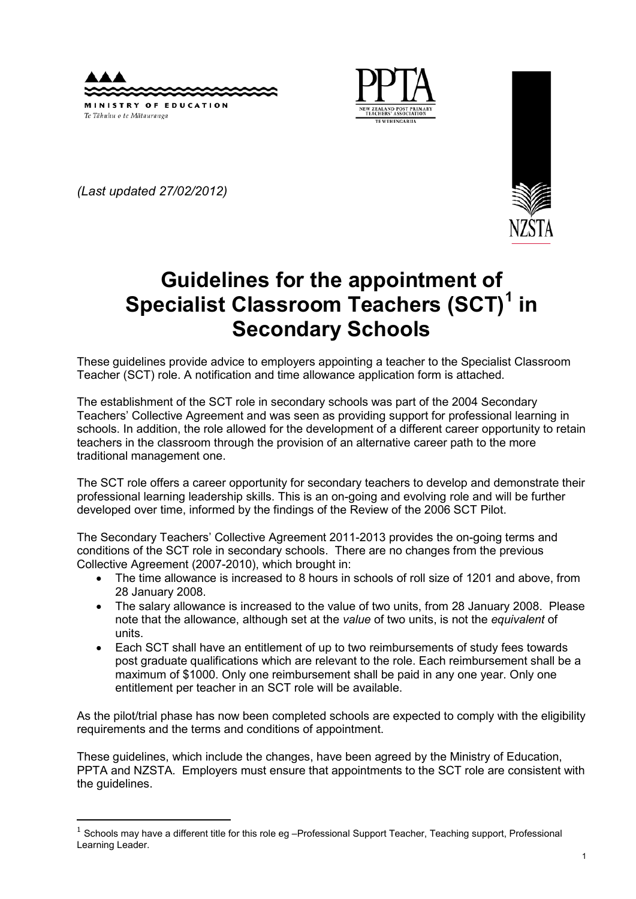MINISTRY OF EDUCATION
*Te Tāhuhu o te Mātauranga*

PPTA
NEW ZEALAND POST PRIMARY TEACHERS' ASSOCIATION
TE WEHENGARUA

NZSTA

*(Last updated 27/02/2012)*

# Guidelines for the appointment of Specialist Classroom Teachers (SCT)[1] in Secondary Schools

These guidelines provide advice to employers appointing a teacher to the Specialist Classroom Teacher (SCT) role. A notification and time allowance application form is attached.

The establishment of the SCT role in secondary schools was part of the 2004 Secondary Teachers' Collective Agreement and was seen as providing support for professional learning in schools. In addition, the role allowed for the development of a different career opportunity to retain teachers in the classroom through the provision of an alternative career path to the more traditional management one.

The SCT role offers a career opportunity for secondary teachers to develop and demonstrate their professional learning leadership skills. This is an on-going and evolving role and will be further developed over time, informed by the findings of the Review of the 2006 SCT Pilot.

The Secondary Teachers' Collective Agreement 2011-2013 provides the on-going terms and conditions of the SCT role in secondary schools. There are no changes from the previous Collective Agreement (2007-2010), which brought in:

- The time allowance is increased to 8 hours in schools of roll size of 1201 and above, from 28 January 2008.
- The salary allowance is increased to the value of two units, from 28 January 2008. Please note that the allowance, although set at the *value* of two units, is not the *equivalent* of units.
- Each SCT shall have an entitlement of up to two reimbursements of study fees towards post graduate qualifications which are relevant to the role. Each reimbursement shall be a maximum of $1000. Only one reimbursement shall be paid in any one year. Only one entitlement per teacher in an SCT role will be available.

As the pilot/trial phase has now been completed schools are expected to comply with the eligibility requirements and the terms and conditions of appointment.

These guidelines, which include the changes, have been agreed by the Ministry of Education, PPTA and NZSTA. Employers must ensure that appointments to the SCT role are consistent with the guidelines.

---

[1] Schools may have a different title for this role eg –Professional Support Teacher, Teaching support, Professional Learning Leader.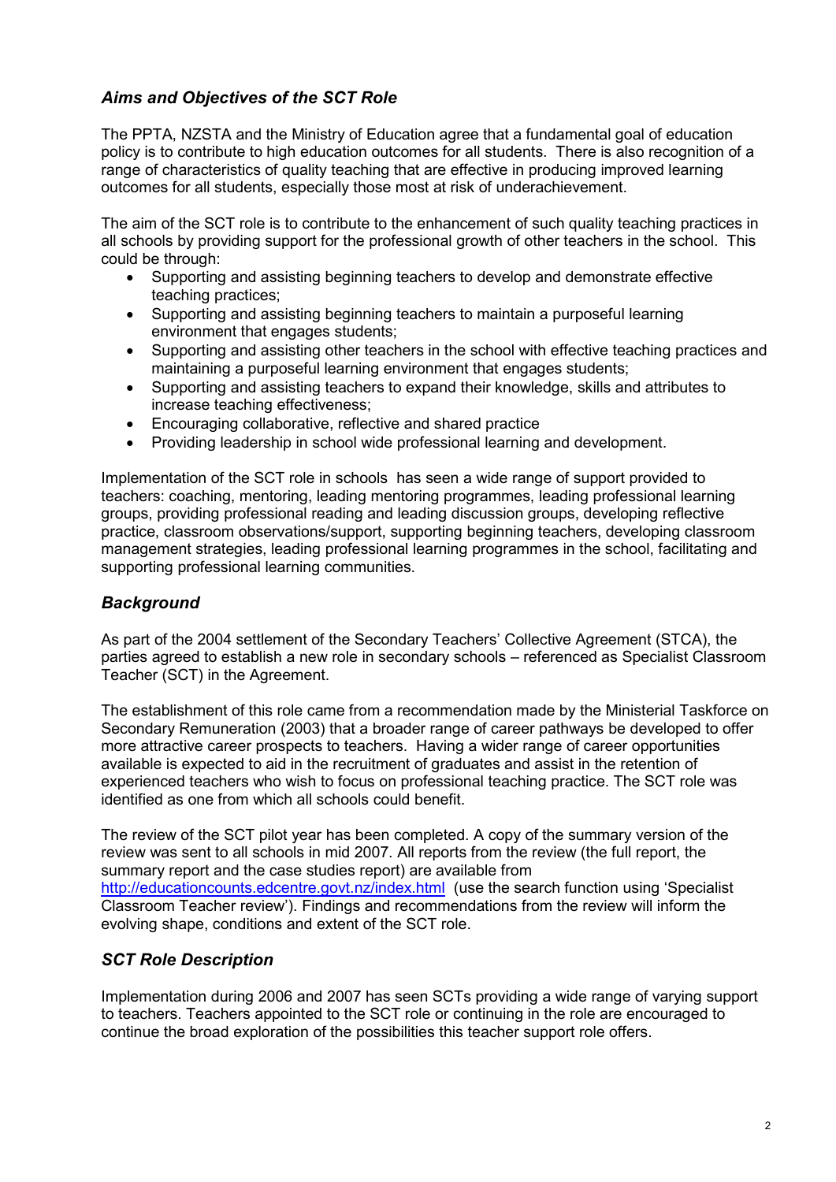## *Aims and Objectives of the SCT Role*

The PPTA, NZSTA and the Ministry of Education agree that a fundamental goal of education policy is to contribute to high education outcomes for all students. There is also recognition of a range of characteristics of quality teaching that are effective in producing improved learning outcomes for all students, especially those most at risk of underachievement.

The aim of the SCT role is to contribute to the enhancement of such quality teaching practices in all schools by providing support for the professional growth of other teachers in the school. This could be through:

- Supporting and assisting beginning teachers to develop and demonstrate effective teaching practices;
- Supporting and assisting beginning teachers to maintain a purposeful learning environment that engages students;
- Supporting and assisting other teachers in the school with effective teaching practices and maintaining a purposeful learning environment that engages students;
- Supporting and assisting teachers to expand their knowledge, skills and attributes to increase teaching effectiveness;
- Encouraging collaborative, reflective and shared practice
- Providing leadership in school wide professional learning and development.

Implementation of the SCT role in schools has seen a wide range of support provided to teachers: coaching, mentoring, leading mentoring programmes, leading professional learning groups, providing professional reading and leading discussion groups, developing reflective practice, classroom observations/support, supporting beginning teachers, developing classroom management strategies, leading professional learning programmes in the school, facilitating and supporting professional learning communities.

## *Background*

As part of the 2004 settlement of the Secondary Teachers' Collective Agreement (STCA), the parties agreed to establish a new role in secondary schools – referenced as Specialist Classroom Teacher (SCT) in the Agreement.

The establishment of this role came from a recommendation made by the Ministerial Taskforce on Secondary Remuneration (2003) that a broader range of career pathways be developed to offer more attractive career prospects to teachers. Having a wider range of career opportunities available is expected to aid in the recruitment of graduates and assist in the retention of experienced teachers who wish to focus on professional teaching practice. The SCT role was identified as one from which all schools could benefit.

The review of the SCT pilot year has been completed. A copy of the summary version of the review was sent to all schools in mid 2007. All reports from the review (the full report, the summary report and the case studies report) are available from http://educationcounts.edcentre.govt.nz/index.html (use the search function using 'Specialist Classroom Teacher review'). Findings and recommendations from the review will inform the evolving shape, conditions and extent of the SCT role.

## *SCT Role Description*

Implementation during 2006 and 2007 has seen SCTs providing a wide range of varying support to teachers. Teachers appointed to the SCT role or continuing in the role are encouraged to continue the broad exploration of the possibilities this teacher support role offers.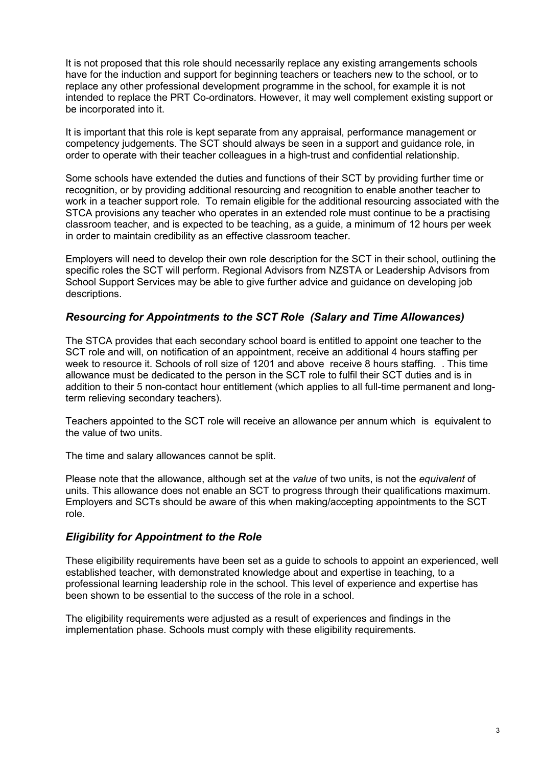It is not proposed that this role should necessarily replace any existing arrangements schools have for the induction and support for beginning teachers or teachers new to the school, or to replace any other professional development programme in the school, for example it is not intended to replace the PRT Co-ordinators. However, it may well complement existing support or be incorporated into it.

It is important that this role is kept separate from any appraisal, performance management or competency judgements. The SCT should always be seen in a support and guidance role, in order to operate with their teacher colleagues in a high-trust and confidential relationship.

Some schools have extended the duties and functions of their SCT by providing further time or recognition, or by providing additional resourcing and recognition to enable another teacher to work in a teacher support role. To remain eligible for the additional resourcing associated with the STCA provisions any teacher who operates in an extended role must continue to be a practising classroom teacher, and is expected to be teaching, as a guide, a minimum of 12 hours per week in order to maintain credibility as an effective classroom teacher.

Employers will need to develop their own role description for the SCT in their school, outlining the specific roles the SCT will perform. Regional Advisors from NZSTA or Leadership Advisors from School Support Services may be able to give further advice and guidance on developing job descriptions.

## *Resourcing for Appointments to the SCT Role (Salary and Time Allowances)*

The STCA provides that each secondary school board is entitled to appoint one teacher to the SCT role and will, on notification of an appointment, receive an additional 4 hours staffing per week to resource it. Schools of roll size of 1201 and above receive 8 hours staffing. . This time allowance must be dedicated to the person in the SCT role to fulfil their SCT duties and is in addition to their 5 non-contact hour entitlement (which applies to all full-time permanent and long-term relieving secondary teachers).

Teachers appointed to the SCT role will receive an allowance per annum which is equivalent to the value of two units.

The time and salary allowances cannot be split.

Please note that the allowance, although set at the *value* of two units, is not the *equivalent* of units. This allowance does not enable an SCT to progress through their qualifications maximum. Employers and SCTs should be aware of this when making/accepting appointments to the SCT role.

## *Eligibility for Appointment to the Role*

These eligibility requirements have been set as a guide to schools to appoint an experienced, well established teacher, with demonstrated knowledge about and expertise in teaching, to a professional learning leadership role in the school. This level of experience and expertise has been shown to be essential to the success of the role in a school.

The eligibility requirements were adjusted as a result of experiences and findings in the implementation phase. Schools must comply with these eligibility requirements.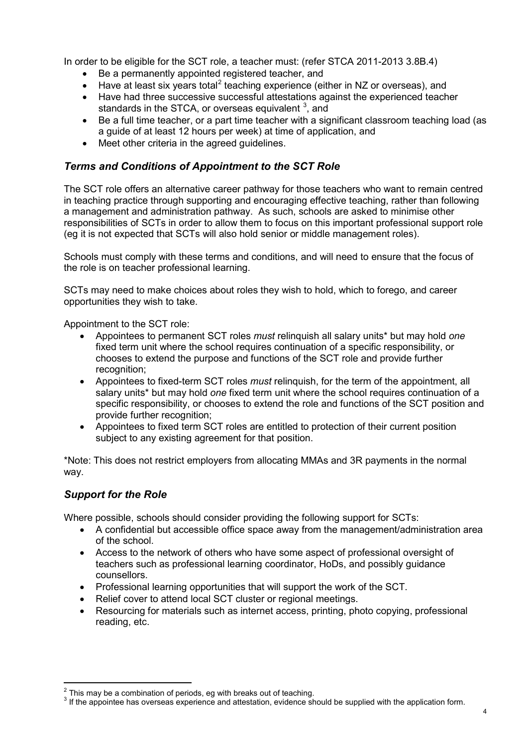In order to be eligible for the SCT role, a teacher must: (refer STCA 2011-2013 3.8B.4)

- Be a permanently appointed registered teacher, and
- Have at least six years total[2] teaching experience (either in NZ or overseas), and
- Have had three successive successful attestations against the experienced teacher standards in the STCA, or overseas equivalent [3], and
- Be a full time teacher, or a part time teacher with a significant classroom teaching load (as a guide of at least 12 hours per week) at time of application, and
- Meet other criteria in the agreed guidelines.

### *Terms and Conditions of Appointment to the SCT Role*

The SCT role offers an alternative career pathway for those teachers who want to remain centred in teaching practice through supporting and encouraging effective teaching, rather than following a management and administration pathway. As such, schools are asked to minimise other responsibilities of SCTs in order to allow them to focus on this important professional support role (eg it is not expected that SCTs will also hold senior or middle management roles).

Schools must comply with these terms and conditions, and will need to ensure that the focus of the role is on teacher professional learning.

SCTs may need to make choices about roles they wish to hold, which to forego, and career opportunities they wish to take.

Appointment to the SCT role:

- Appointees to permanent SCT roles *must* relinquish all salary units* but may hold *one* fixed term unit where the school requires continuation of a specific responsibility, or chooses to extend the purpose and functions of the SCT role and provide further recognition;
- Appointees to fixed-term SCT roles *must* relinquish, for the term of the appointment, all salary units* but may hold *one* fixed term unit where the school requires continuation of a specific responsibility, or chooses to extend the role and functions of the SCT position and provide further recognition;
- Appointees to fixed term SCT roles are entitled to protection of their current position subject to any existing agreement for that position.

*Note: This does not restrict employers from allocating MMAs and 3R payments in the normal way.

### *Support for the Role*

Where possible, schools should consider providing the following support for SCTs:

- A confidential but accessible office space away from the management/administration area of the school.
- Access to the network of others who have some aspect of professional oversight of teachers such as professional learning coordinator, HoDs, and possibly guidance counsellors.
- Professional learning opportunities that will support the work of the SCT.
- Relief cover to attend local SCT cluster or regional meetings.
- Resourcing for materials such as internet access, printing, photo copying, professional reading, etc.

---

[2] This may be a combination of periods, eg with breaks out of teaching.

[3] If the appointee has overseas experience and attestation, evidence should be supplied with the application form.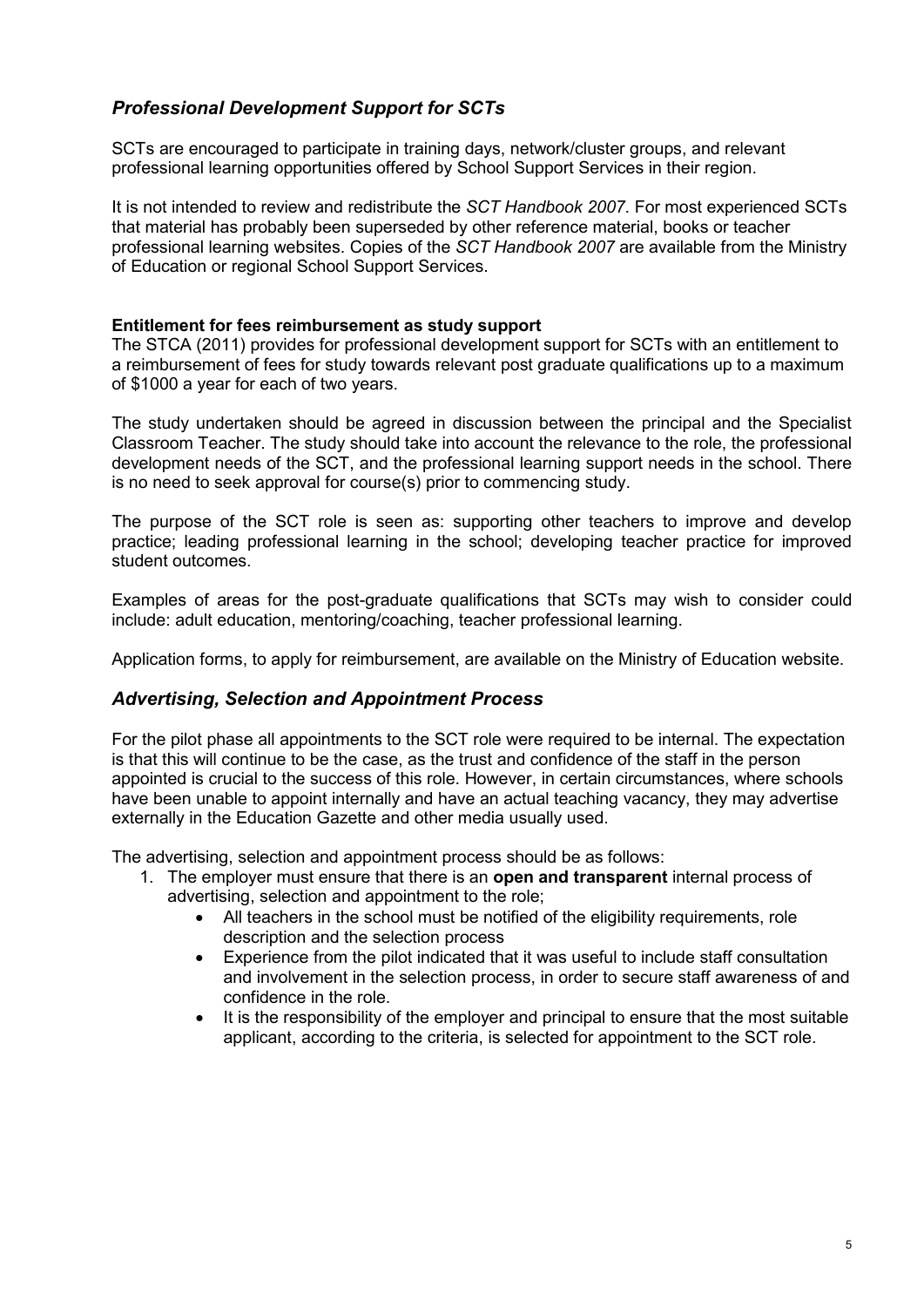## *Professional Development Support for SCTs*

SCTs are encouraged to participate in training days, network/cluster groups, and relevant professional learning opportunities offered by School Support Services in their region.

It is not intended to review and redistribute the *SCT Handbook 2007*. For most experienced SCTs that material has probably been superseded by other reference material, books or teacher professional learning websites. Copies of the *SCT Handbook 2007* are available from the Ministry of Education or regional School Support Services.

**Entitlement for fees reimbursement as study support**

The STCA (2011) provides for professional development support for SCTs with an entitlement to a reimbursement of fees for study towards relevant post graduate qualifications up to a maximum of $1000 a year for each of two years.

The study undertaken should be agreed in discussion between the principal and the Specialist Classroom Teacher. The study should take into account the relevance to the role, the professional development needs of the SCT, and the professional learning support needs in the school. There is no need to seek approval for course(s) prior to commencing study.

The purpose of the SCT role is seen as: supporting other teachers to improve and develop practice; leading professional learning in the school; developing teacher practice for improved student outcomes.

Examples of areas for the post-graduate qualifications that SCTs may wish to consider could include: adult education, mentoring/coaching, teacher professional learning.

Application forms, to apply for reimbursement, are available on the Ministry of Education website.

## *Advertising, Selection and Appointment Process*

For the pilot phase all appointments to the SCT role were required to be internal. The expectation is that this will continue to be the case, as the trust and confidence of the staff in the person appointed is crucial to the success of this role. However, in certain circumstances, where schools have been unable to appoint internally and have an actual teaching vacancy, they may advertise externally in the Education Gazette and other media usually used.

The advertising, selection and appointment process should be as follows:

1. The employer must ensure that there is an **open and transparent** internal process of advertising, selection and appointment to the role;
   - All teachers in the school must be notified of the eligibility requirements, role description and the selection process
   - Experience from the pilot indicated that it was useful to include staff consultation and involvement in the selection process, in order to secure staff awareness of and confidence in the role.
   - It is the responsibility of the employer and principal to ensure that the most suitable applicant, according to the criteria, is selected for appointment to the SCT role.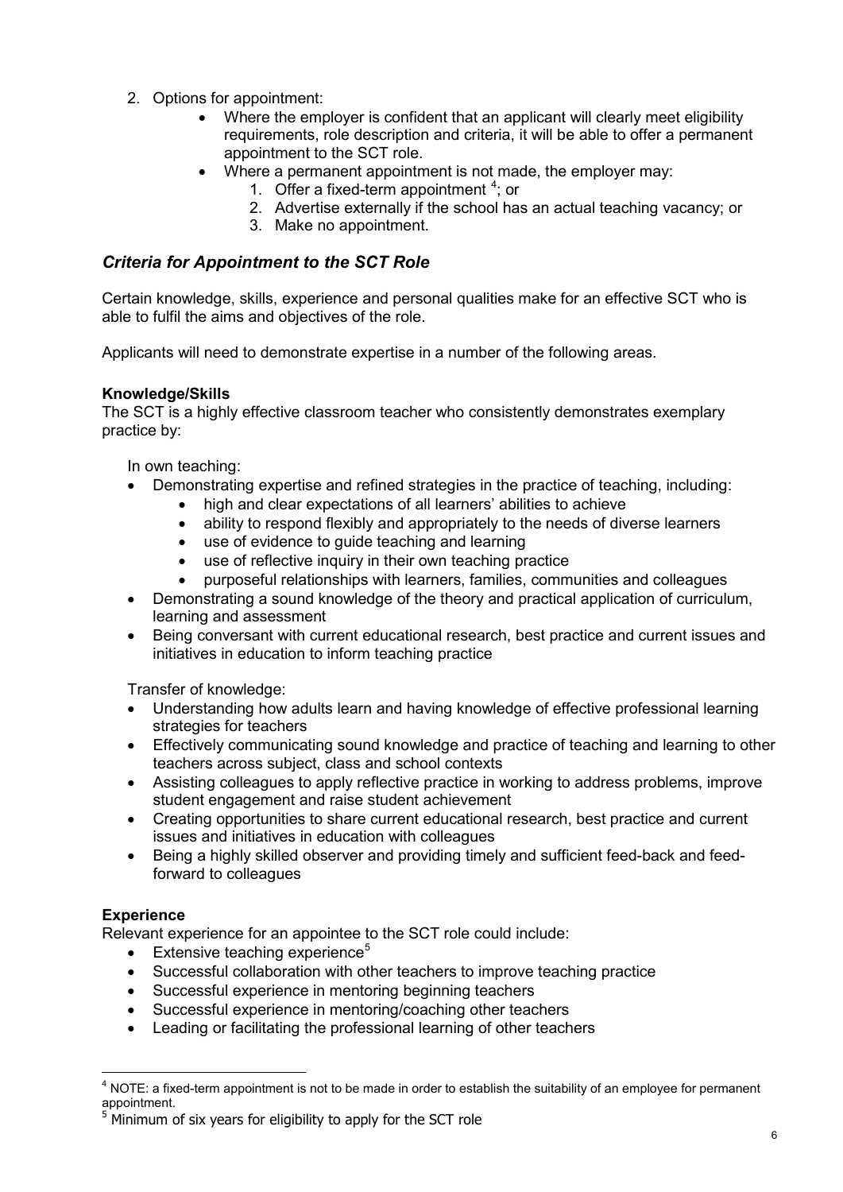2. Options for appointment:
    - Where the employer is confident that an applicant will clearly meet eligibility requirements, role description and criteria, it will be able to offer a permanent appointment to the SCT role.
    - Where a permanent appointment is not made, the employer may:
        1. Offer a fixed-term appointment [4]; or
        2. Advertise externally if the school has an actual teaching vacancy; or
        3. Make no appointment.

## *Criteria for Appointment to the SCT Role*

Certain knowledge, skills, experience and personal qualities make for an effective SCT who is able to fulfil the aims and objectives of the role.

Applicants will need to demonstrate expertise in a number of the following areas.

**Knowledge/Skills**
The SCT is a highly effective classroom teacher who consistently demonstrates exemplary practice by:

In own teaching:

- Demonstrating expertise and refined strategies in the practice of teaching, including:
    - high and clear expectations of all learners' abilities to achieve
    - ability to respond flexibly and appropriately to the needs of diverse learners
    - use of evidence to guide teaching and learning
    - use of reflective inquiry in their own teaching practice
    - purposeful relationships with learners, families, communities and colleagues
- Demonstrating a sound knowledge of the theory and practical application of curriculum, learning and assessment
- Being conversant with current educational research, best practice and current issues and initiatives in education to inform teaching practice

Transfer of knowledge:

- Understanding how adults learn and having knowledge of effective professional learning strategies for teachers
- Effectively communicating sound knowledge and practice of teaching and learning to other teachers across subject, class and school contexts
- Assisting colleagues to apply reflective practice in working to address problems, improve student engagement and raise student achievement
- Creating opportunities to share current educational research, best practice and current issues and initiatives in education with colleagues
- Being a highly skilled observer and providing timely and sufficient feed-back and feed-forward to colleagues

**Experience**
Relevant experience for an appointee to the SCT role could include:

- Extensive teaching experience [5]
- Successful collaboration with other teachers to improve teaching practice
- Successful experience in mentoring beginning teachers
- Successful experience in mentoring/coaching other teachers
- Leading or facilitating the professional learning of other teachers

---

[4] NOTE: a fixed-term appointment is not to be made in order to establish the suitability of an employee for permanent appointment.

[5] Minimum of six years for eligibility to apply for the SCT role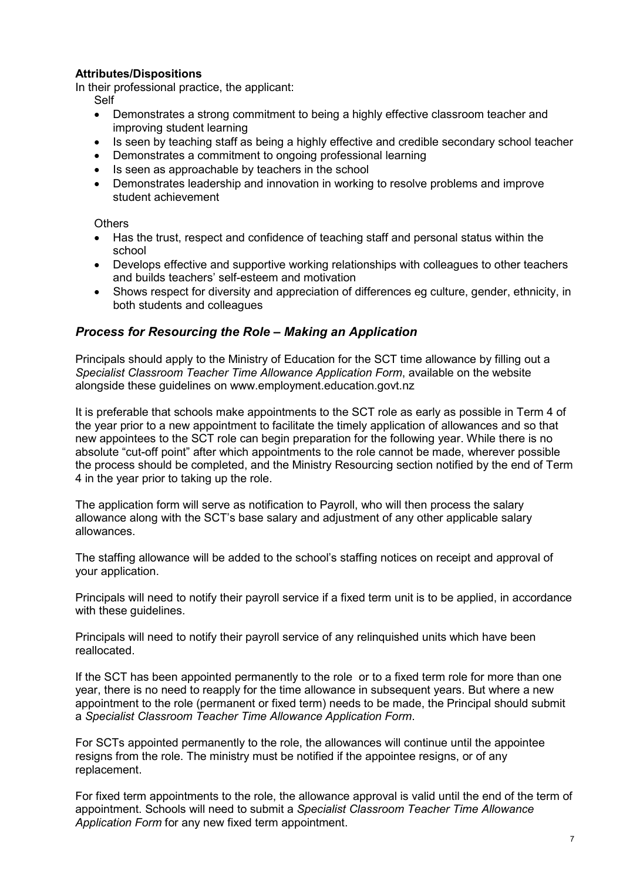**Attributes/Dispositions**

In their professional practice, the applicant:

Self

- Demonstrates a strong commitment to being a highly effective classroom teacher and improving student learning
- Is seen by teaching staff as being a highly effective and credible secondary school teacher
- Demonstrates a commitment to ongoing professional learning
- Is seen as approachable by teachers in the school
- Demonstrates leadership and innovation in working to resolve problems and improve student achievement

Others

- Has the trust, respect and confidence of teaching staff and personal status within the school
- Develops effective and supportive working relationships with colleagues to other teachers and builds teachers' self-esteem and motivation
- Shows respect for diversity and appreciation of differences eg culture, gender, ethnicity, in both students and colleagues

## *Process for Resourcing the Role – Making an Application*

Principals should apply to the Ministry of Education for the SCT time allowance by filling out a *Specialist Classroom Teacher Time Allowance Application Form*, available on the website alongside these guidelines on www.employment.education.govt.nz

It is preferable that schools make appointments to the SCT role as early as possible in Term 4 of the year prior to a new appointment to facilitate the timely application of allowances and so that new appointees to the SCT role can begin preparation for the following year. While there is no absolute "cut-off point" after which appointments to the role cannot be made, wherever possible the process should be completed, and the Ministry Resourcing section notified by the end of Term 4 in the year prior to taking up the role.

The application form will serve as notification to Payroll, who will then process the salary allowance along with the SCT's base salary and adjustment of any other applicable salary allowances.

The staffing allowance will be added to the school's staffing notices on receipt and approval of your application.

Principals will need to notify their payroll service if a fixed term unit is to be applied, in accordance with these guidelines.

Principals will need to notify their payroll service of any relinquished units which have been reallocated.

If the SCT has been appointed permanently to the role or to a fixed term role for more than one year, there is no need to reapply for the time allowance in subsequent years. But where a new appointment to the role (permanent or fixed term) needs to be made, the Principal should submit a *Specialist Classroom Teacher Time Allowance Application Form*.

For SCTs appointed permanently to the role, the allowances will continue until the appointee resigns from the role. The ministry must be notified if the appointee resigns, or of any replacement.

For fixed term appointments to the role, the allowance approval is valid until the end of the term of appointment. Schools will need to submit a *Specialist Classroom Teacher Time Allowance Application Form* for any new fixed term appointment.